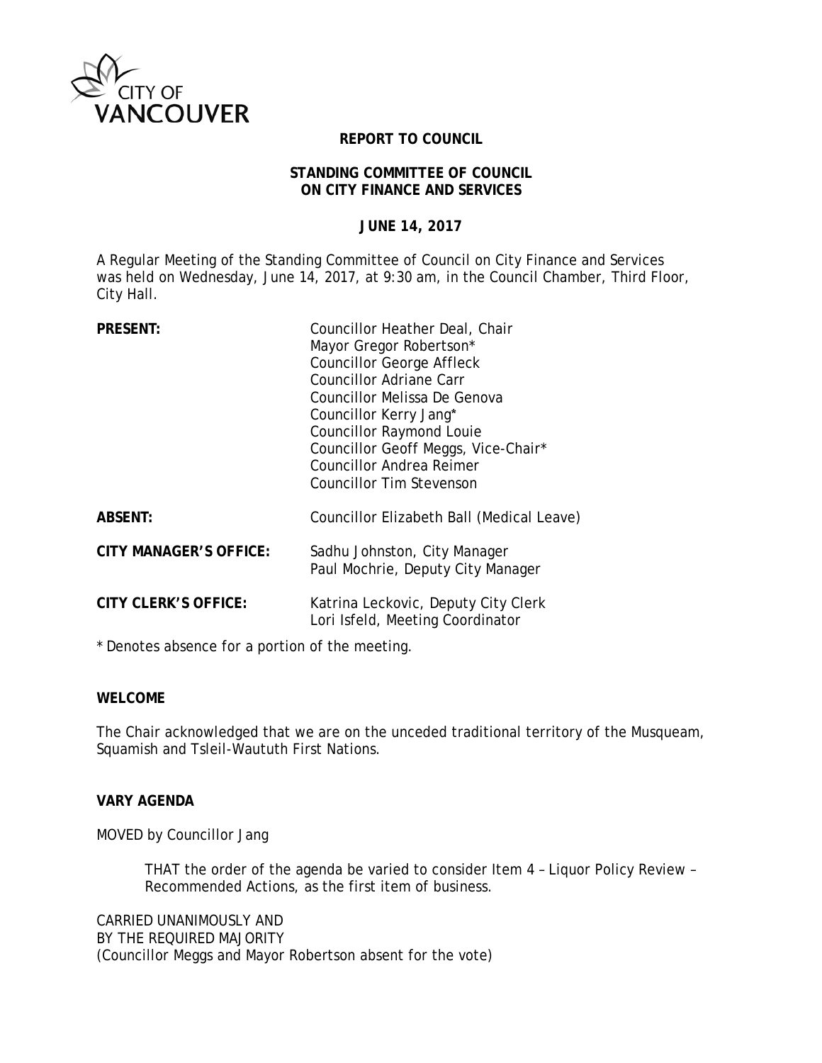CITY OF VANCOUVER

**REPORT TO COUNCIL**

**STANDING COMMITTEE OF COUNCIL ON CITY FINANCE AND SERVICES**

**JUNE 14, 2017**

A Regular Meeting of the Standing Committee of Council on City Finance and Services was held on Wednesday, June 14, 2017, at 9:30 am, in the Council Chamber, Third Floor, City Hall.

| | |
|---|---|
| **PRESENT:** | Councillor Heather Deal, Chair<br>Mayor Gregor Robertson*<br>Councillor George Affleck<br>Councillor Adriane Carr<br>Councillor Melissa De Genova<br>Councillor Kerry Jang*<br>Councillor Raymond Louie<br>Councillor Geoff Meggs, Vice-Chair*<br>Councillor Andrea Reimer<br>Councillor Tim Stevenson |
| **ABSENT:** | Councillor Elizabeth Ball (Medical Leave) |
| **CITY MANAGER'S OFFICE:** | Sadhu Johnston, City Manager<br>Paul Mochrie, Deputy City Manager |
| **CITY CLERK'S OFFICE:** | Katrina Leckovic, Deputy City Clerk<br>Lori Isfeld, Meeting Coordinator |

\* Denotes absence for a portion of the meeting.

**WELCOME**

The Chair acknowledged that we are on the unceded traditional territory of the Musqueam, Squamish and Tsleil-Waututh First Nations.

**VARY AGENDA**

MOVED by Councillor Jang

> THAT the order of the agenda be varied to consider Item 4 – Liquor Policy Review – Recommended Actions, as the first item of business.

CARRIED UNANIMOUSLY AND
BY THE REQUIRED MAJORITY
(Councillor Meggs and Mayor Robertson absent for the vote)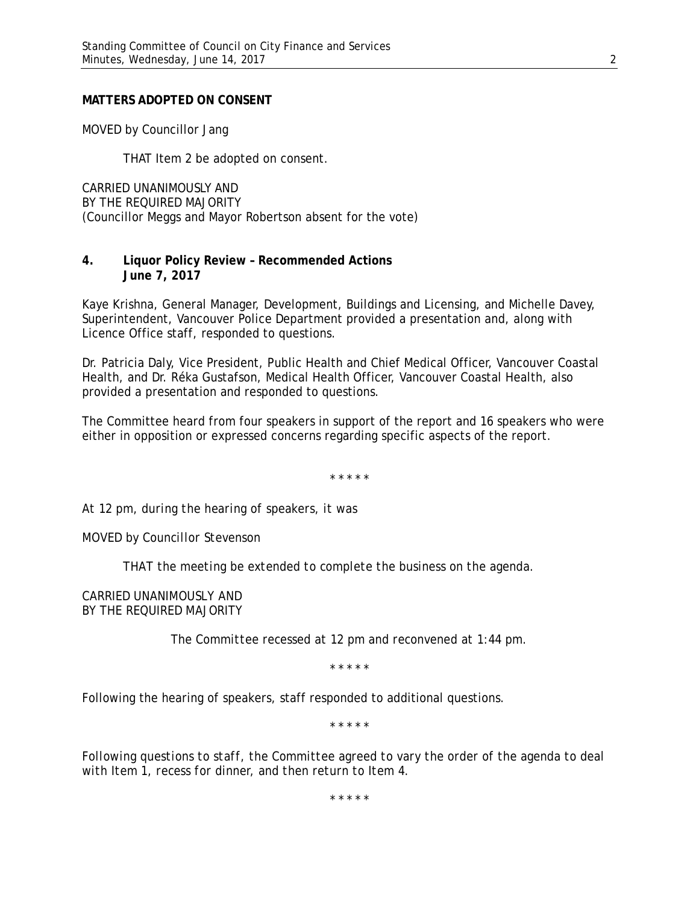**MATTERS ADOPTED ON CONSENT**

MOVED by Councillor Jang

THAT Item 2 be adopted on consent.

CARRIED UNANIMOUSLY AND
BY THE REQUIRED MAJORITY
(Councillor Meggs and Mayor Robertson absent for the vote)

**4. Liquor Policy Review – Recommended Actions**
**June 7, 2017**

Kaye Krishna, General Manager, Development, Buildings and Licensing, and Michelle Davey, Superintendent, Vancouver Police Department provided a presentation and, along with Licence Office staff, responded to questions.

Dr. Patricia Daly, Vice President, Public Health and Chief Medical Officer, Vancouver Coastal Health, and Dr. Réka Gustafson, Medical Health Officer, Vancouver Coastal Health, also provided a presentation and responded to questions.

The Committee heard from four speakers in support of the report and 16 speakers who were either in opposition or expressed concerns regarding specific aspects of the report.

\* \* \* \* \*

*At 12 pm, during the hearing of speakers, it was*

*MOVED by Councillor Stevenson*

*THAT the meeting be extended to complete the business on the agenda.*

*CARRIED UNANIMOUSLY AND*
*BY THE REQUIRED MAJORITY*

*The Committee recessed at 12 pm and reconvened at 1:44 pm.*

\* \* \* \* \*

Following the hearing of speakers, staff responded to additional questions.

\* \* \* \* \*

*Following questions to staff, the Committee agreed to vary the order of the agenda to deal with Item 1, recess for dinner, and then return to Item 4.*

\* \* \* \* \*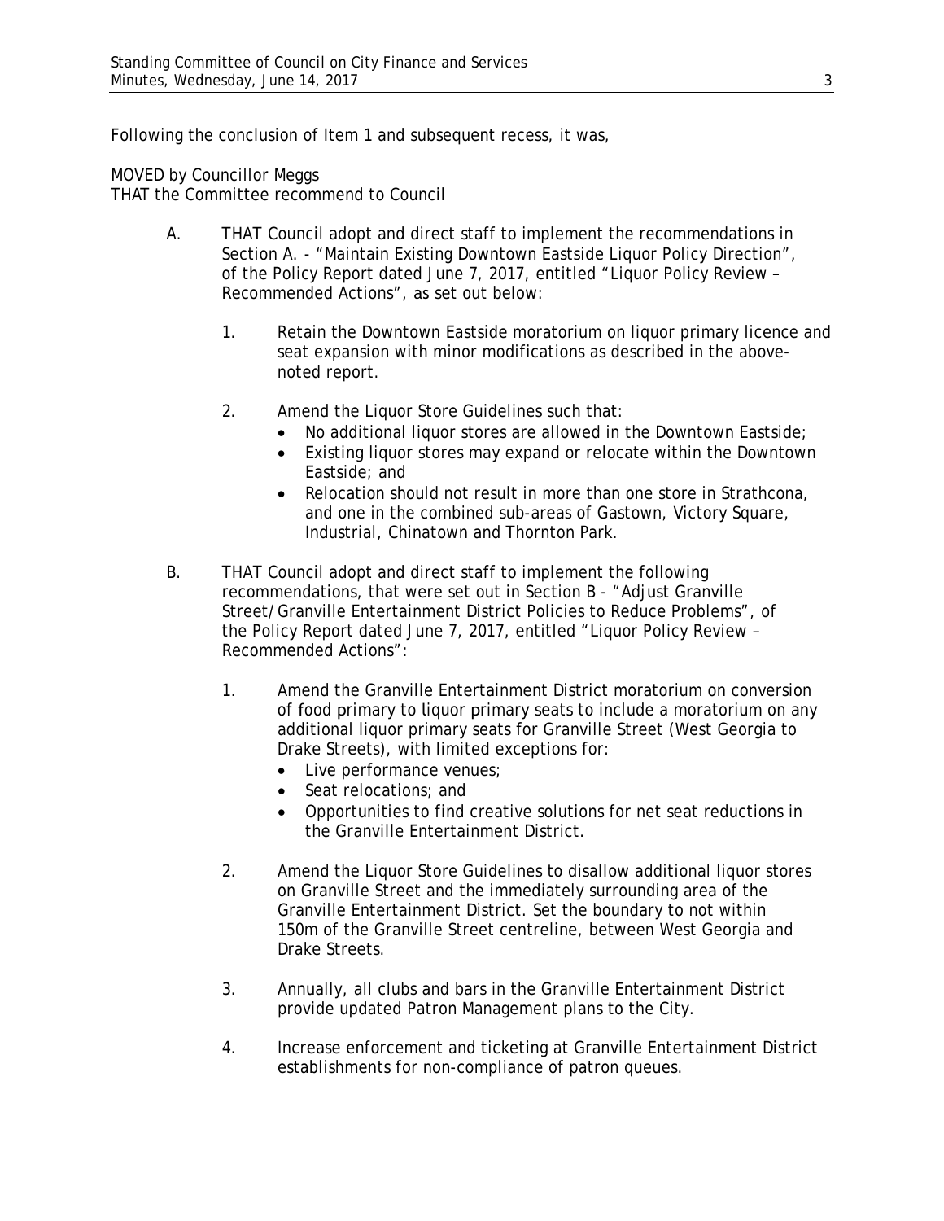Following the conclusion of Item 1 and subsequent recess, it was,

MOVED by Councillor Meggs
THAT the Committee recommend to Council

A. THAT Council adopt and direct staff to implement the recommendations in Section A. - "Maintain Existing Downtown Eastside Liquor Policy Direction", of the Policy Report dated June 7, 2017, entitled "Liquor Policy Review – Recommended Actions", as set out below:

   1. Retain the Downtown Eastside moratorium on liquor primary licence and seat expansion with minor modifications as described in the above-noted report.

   2. Amend the Liquor Store Guidelines such that:
      - No additional liquor stores are allowed in the Downtown Eastside;
      - Existing liquor stores may expand or relocate within the Downtown Eastside; and
      - Relocation should not result in more than one store in Strathcona, and one in the combined sub-areas of Gastown, Victory Square, Industrial, Chinatown and Thornton Park.

B. THAT Council adopt and direct staff to implement the following recommendations, that were set out in Section B - "Adjust Granville Street/Granville Entertainment District Policies to Reduce Problems", of the Policy Report dated June 7, 2017, entitled "Liquor Policy Review – Recommended Actions":

   1. Amend the Granville Entertainment District moratorium on conversion of food primary to liquor primary seats to include a moratorium on any additional liquor primary seats for Granville Street (West Georgia to Drake Streets), with limited exceptions for:
      - Live performance venues;
      - Seat relocations; and
      - Opportunities to find creative solutions for net seat reductions in the Granville Entertainment District.

   2. Amend the Liquor Store Guidelines to disallow additional liquor stores on Granville Street and the immediately surrounding area of the Granville Entertainment District. Set the boundary to not within 150m of the Granville Street centreline, between West Georgia and Drake Streets.

   3. Annually, all clubs and bars in the Granville Entertainment District provide updated Patron Management plans to the City.

   4. Increase enforcement and ticketing at Granville Entertainment District establishments for non-compliance of patron queues.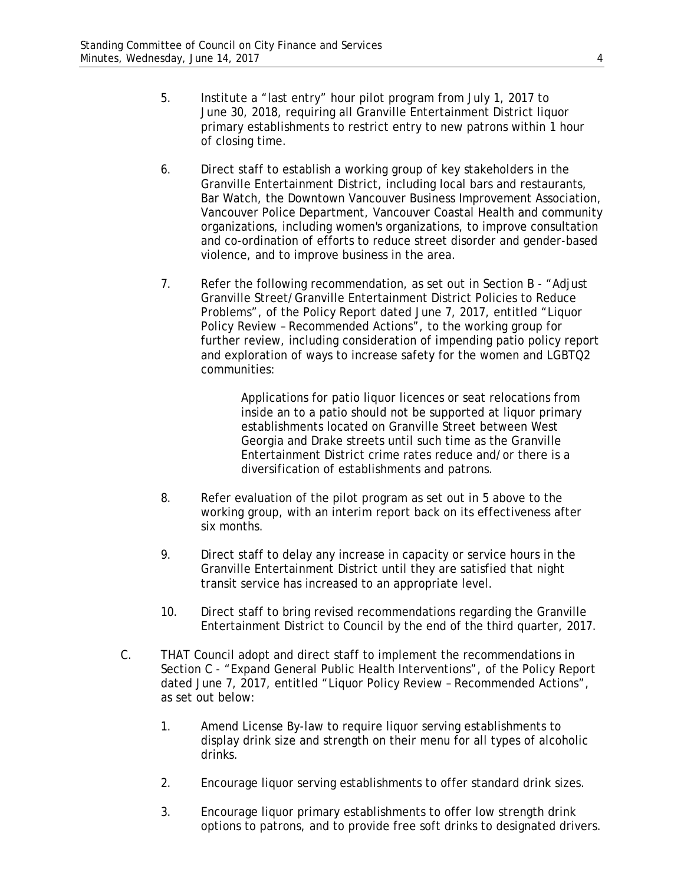5. Institute a “last entry” hour pilot program from July 1, 2017 to June 30, 2018, requiring all Granville Entertainment District liquor primary establishments to restrict entry to new patrons within 1 hour of closing time.

6. Direct staff to establish a working group of key stakeholders in the Granville Entertainment District, including local bars and restaurants, Bar Watch, the Downtown Vancouver Business Improvement Association, Vancouver Police Department, Vancouver Coastal Health and community organizations, including women's organizations, to improve consultation and co-ordination of efforts to reduce street disorder and gender-based violence, and to improve business in the area.

7. Refer the following recommendation, as set out in Section B - “Adjust Granville Street/Granville Entertainment District Policies to Reduce Problems”, of the Policy Report dated June 7, 2017, entitled “Liquor Policy Review – Recommended Actions”, to the working group for further review, including consideration of impending patio policy report and exploration of ways to increase safety for the women and LGBTQ2 communities:

   > Applications for patio liquor licences or seat relocations from inside an to a patio should not be supported at liquor primary establishments located on Granville Street between West Georgia and Drake streets until such time as the Granville Entertainment District crime rates reduce and/or there is a diversification of establishments and patrons.

8. Refer evaluation of the pilot program as set out in 5 above to the working group, with an interim report back on its effectiveness after six months.

9. Direct staff to delay any increase in capacity or service hours in the Granville Entertainment District until they are satisfied that night transit service has increased to an appropriate level.

10. Direct staff to bring revised recommendations regarding the Granville Entertainment District to Council by the end of the third quarter, 2017.

C. THAT Council adopt and direct staff to implement the recommendations in Section C - “Expand General Public Health Interventions”, of the Policy Report dated June 7, 2017, entitled “Liquor Policy Review – Recommended Actions”, as set out below:

   1. Amend License By-law to require liquor serving establishments to display drink size and strength on their menu for all types of alcoholic drinks.

   2. Encourage liquor serving establishments to offer standard drink sizes.

   3. Encourage liquor primary establishments to offer low strength drink options to patrons, and to provide free soft drinks to designated drivers.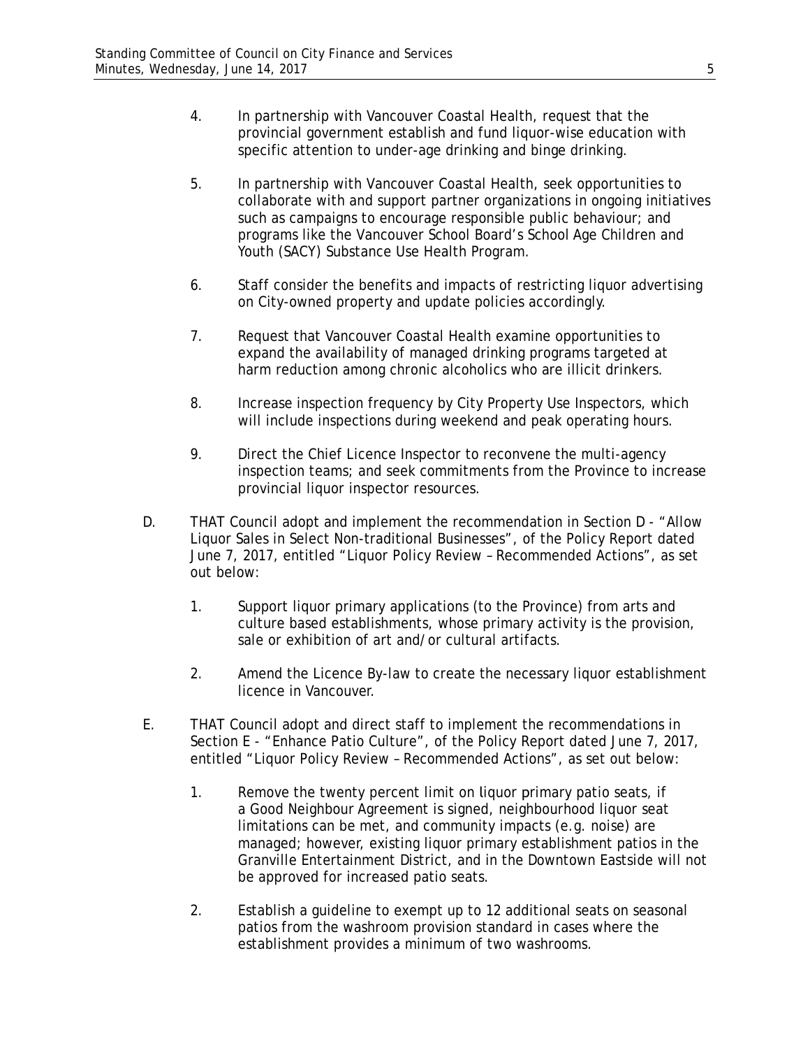4. In partnership with Vancouver Coastal Health, request that the provincial government establish and fund liquor-wise education with specific attention to under-age drinking and binge drinking.

5. In partnership with Vancouver Coastal Health, seek opportunities to collaborate with and support partner organizations in ongoing initiatives such as campaigns to encourage responsible public behaviour; and programs like the Vancouver School Board's School Age Children and Youth (SACY) Substance Use Health Program.

6. Staff consider the benefits and impacts of restricting liquor advertising on City-owned property and update policies accordingly.

7. Request that Vancouver Coastal Health examine opportunities to expand the availability of managed drinking programs targeted at harm reduction among chronic alcoholics who are illicit drinkers.

8. Increase inspection frequency by City Property Use Inspectors, which will include inspections during weekend and peak operating hours.

9. Direct the Chief Licence Inspector to reconvene the multi-agency inspection teams; and seek commitments from the Province to increase provincial liquor inspector resources.

D. THAT Council adopt and implement the recommendation in Section D - "Allow Liquor Sales in Select Non-traditional Businesses", of the Policy Report dated June 7, 2017, entitled "Liquor Policy Review – Recommended Actions", as set out below:

   1. Support liquor primary applications (to the Province) from arts and culture based establishments, whose primary activity is the provision, sale or exhibition of art and/or cultural artifacts.

   2. Amend the Licence By-law to create the necessary liquor establishment licence in Vancouver.

E. THAT Council adopt and direct staff to implement the recommendations in Section E - "Enhance Patio Culture", of the Policy Report dated June 7, 2017, entitled "Liquor Policy Review – Recommended Actions", as set out below:

   1. Remove the twenty percent limit on liquor primary patio seats, if a Good Neighbour Agreement is signed, neighbourhood liquor seat limitations can be met, and community impacts (e.g. noise) are managed; however, existing liquor primary establishment patios in the Granville Entertainment District, and in the Downtown Eastside will not be approved for increased patio seats.

   2. Establish a guideline to exempt up to 12 additional seats on seasonal patios from the washroom provision standard in cases where the establishment provides a minimum of two washrooms.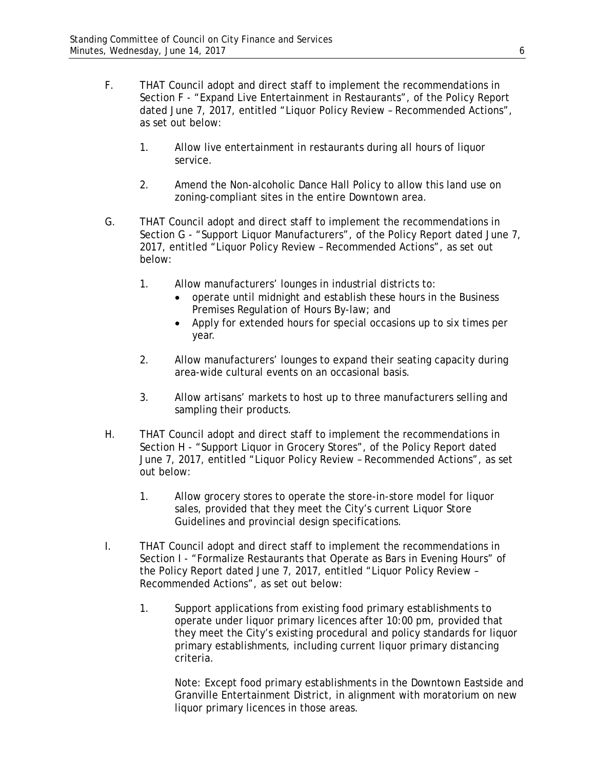F. THAT Council adopt and direct staff to implement the recommendations in Section F - "Expand Live Entertainment in Restaurants", of the Policy Report dated June 7, 2017, entitled "Liquor Policy Review – Recommended Actions", as set out below:

   1. Allow live entertainment in restaurants during all hours of liquor service.

   2. Amend the Non-alcoholic Dance Hall Policy to allow this land use on zoning-compliant sites in the entire Downtown area.

G. THAT Council adopt and direct staff to implement the recommendations in Section G - "Support Liquor Manufacturers", of the Policy Report dated June 7, 2017, entitled "Liquor Policy Review – Recommended Actions", as set out below:

   1. Allow manufacturers' lounges in industrial districts to:
      - operate until midnight and establish these hours in the Business Premises Regulation of Hours By-law; and
      - Apply for extended hours for special occasions up to six times per year.

   2. Allow manufacturers' lounges to expand their seating capacity during area-wide cultural events on an occasional basis.

   3. Allow artisans' markets to host up to three manufacturers selling and sampling their products.

H. THAT Council adopt and direct staff to implement the recommendations in Section H - "Support Liquor in Grocery Stores", of the Policy Report dated June 7, 2017, entitled "Liquor Policy Review – Recommended Actions", as set out below:

   1. Allow grocery stores to operate the store-in-store model for liquor sales, provided that they meet the City's current Liquor Store Guidelines and provincial design specifications.

I. THAT Council adopt and direct staff to implement the recommendations in Section I - "Formalize Restaurants that Operate as Bars in Evening Hours" of the Policy Report dated June 7, 2017, entitled "Liquor Policy Review – Recommended Actions", as set out below:

   1. Support applications from existing food primary establishments to operate under liquor primary licences after 10:00 pm, provided that they meet the City's existing procedural and policy standards for liquor primary establishments, including current liquor primary distancing criteria.

      Note: Except food primary establishments in the Downtown Eastside and Granville Entertainment District, in alignment with moratorium on new liquor primary licences in those areas.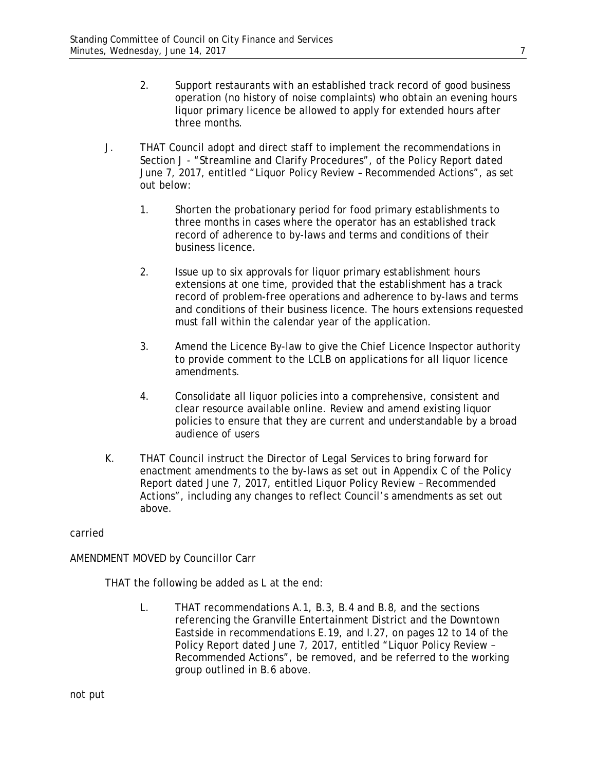2. Support restaurants with an established track record of good business operation (no history of noise complaints) who obtain an evening hours liquor primary licence be allowed to apply for extended hours after three months.

J. THAT Council adopt and direct staff to implement the recommendations in Section J - "Streamline and Clarify Procedures", of the Policy Report dated June 7, 2017, entitled "Liquor Policy Review – Recommended Actions", as set out below:

1. Shorten the probationary period for food primary establishments to three months in cases where the operator has an established track record of adherence to by-laws and terms and conditions of their business licence.

2. Issue up to six approvals for liquor primary establishment hours extensions at one time, provided that the establishment has a track record of problem-free operations and adherence to by-laws and terms and conditions of their business licence. The hours extensions requested must fall within the calendar year of the application.

3. Amend the Licence By-law to give the Chief Licence Inspector authority to provide comment to the LCLB on applications for all liquor licence amendments.

4. Consolidate all liquor policies into a comprehensive, consistent and clear resource available online. Review and amend existing liquor policies to ensure that they are current and understandable by a broad audience of users

K. THAT Council instruct the Director of Legal Services to bring forward for enactment amendments to the by-laws as set out in Appendix C of the Policy Report dated June 7, 2017, entitled Liquor Policy Review – Recommended Actions", including any changes to reflect Council's amendments as set out above.

carried

AMENDMENT MOVED by Councillor Carr

THAT the following be added as L at the end:

L. THAT recommendations A.1, B.3, B.4 and B.8, and the sections referencing the Granville Entertainment District and the Downtown Eastside in recommendations E.19, and I.27, on pages 12 to 14 of the Policy Report dated June 7, 2017, entitled "Liquor Policy Review – Recommended Actions", be removed, and be referred to the working group outlined in B.6 above.

not put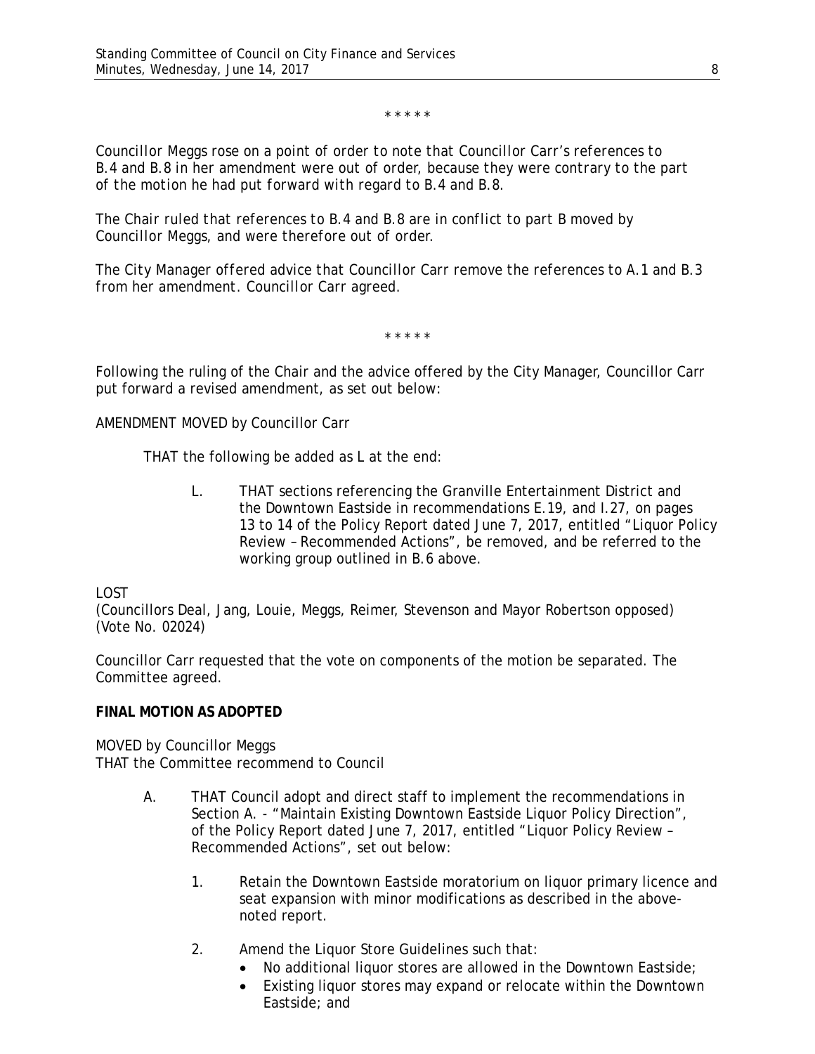\* \* \* \* \*

*Councillor Meggs rose on a point of order to note that Councillor Carr's references to B.4 and B.8 in her amendment were out of order, because they were contrary to the part of the motion he had put forward with regard to B.4 and B.8.*

*The Chair ruled that references to B.4 and B.8 are in conflict to part B moved by Councillor Meggs, and were therefore out of order.*

*The City Manager offered advice that Councillor Carr remove the references to A.1 and B.3 from her amendment. Councillor Carr agreed.*

\* \* \* \* \*

Following the ruling of the Chair and the advice offered by the City Manager, Councillor Carr put forward a revised amendment, as set out below:

AMENDMENT MOVED by Councillor Carr

> THAT the following be added as L at the end:
>
> L. THAT sections referencing the Granville Entertainment District and the Downtown Eastside in recommendations E.19, and I.27, on pages 13 to 14 of the Policy Report dated June 7, 2017, entitled "Liquor Policy Review – Recommended Actions", be removed, and be referred to the working group outlined in B.6 above.

LOST
(Councillors Deal, Jang, Louie, Meggs, Reimer, Stevenson and Mayor Robertson opposed)
(Vote No. 02024)

Councillor Carr requested that the vote on components of the motion be separated. The Committee agreed.

**FINAL MOTION AS ADOPTED**

MOVED by Councillor Meggs
THAT the Committee recommend to Council

A. THAT Council adopt and direct staff to implement the recommendations in Section A. - "Maintain Existing Downtown Eastside Liquor Policy Direction", of the Policy Report dated June 7, 2017, entitled "Liquor Policy Review – Recommended Actions", set out below:

   1. Retain the Downtown Eastside moratorium on liquor primary licence and seat expansion with minor modifications as described in the above-noted report.

   2. Amend the Liquor Store Guidelines such that:
      - No additional liquor stores are allowed in the Downtown Eastside;
      - Existing liquor stores may expand or relocate within the Downtown Eastside; and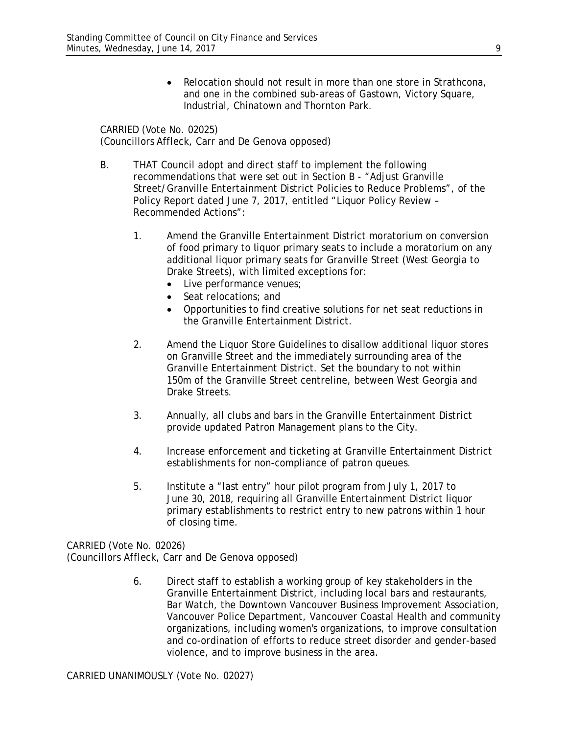- Relocation should not result in more than one store in Strathcona, and one in the combined sub-areas of Gastown, Victory Square, Industrial, Chinatown and Thornton Park.

CARRIED (Vote No. 02025)
(Councillors Affleck, Carr and De Genova opposed)

B. THAT Council adopt and direct staff to implement the following recommendations that were set out in Section B - "Adjust Granville Street/Granville Entertainment District Policies to Reduce Problems", of the Policy Report dated June 7, 2017, entitled "Liquor Policy Review – Recommended Actions":

1. Amend the Granville Entertainment District moratorium on conversion of food primary to liquor primary seats to include a moratorium on any additional liquor primary seats for Granville Street (West Georgia to Drake Streets), with limited exceptions for:
   - Live performance venues;
   - Seat relocations; and
   - Opportunities to find creative solutions for net seat reductions in the Granville Entertainment District.

2. Amend the Liquor Store Guidelines to disallow additional liquor stores on Granville Street and the immediately surrounding area of the Granville Entertainment District. Set the boundary to not within 150m of the Granville Street centreline, between West Georgia and Drake Streets.

3. Annually, all clubs and bars in the Granville Entertainment District provide updated Patron Management plans to the City.

4. Increase enforcement and ticketing at Granville Entertainment District establishments for non-compliance of patron queues.

5. Institute a "last entry" hour pilot program from July 1, 2017 to June 30, 2018, requiring all Granville Entertainment District liquor primary establishments to restrict entry to new patrons within 1 hour of closing time.

CARRIED (Vote No. 02026)
(Councillors Affleck, Carr and De Genova opposed)

6. Direct staff to establish a working group of key stakeholders in the Granville Entertainment District, including local bars and restaurants, Bar Watch, the Downtown Vancouver Business Improvement Association, Vancouver Police Department, Vancouver Coastal Health and community organizations, including women's organizations, to improve consultation and co-ordination of efforts to reduce street disorder and gender-based violence, and to improve business in the area.

CARRIED UNANIMOUSLY (Vote No. 02027)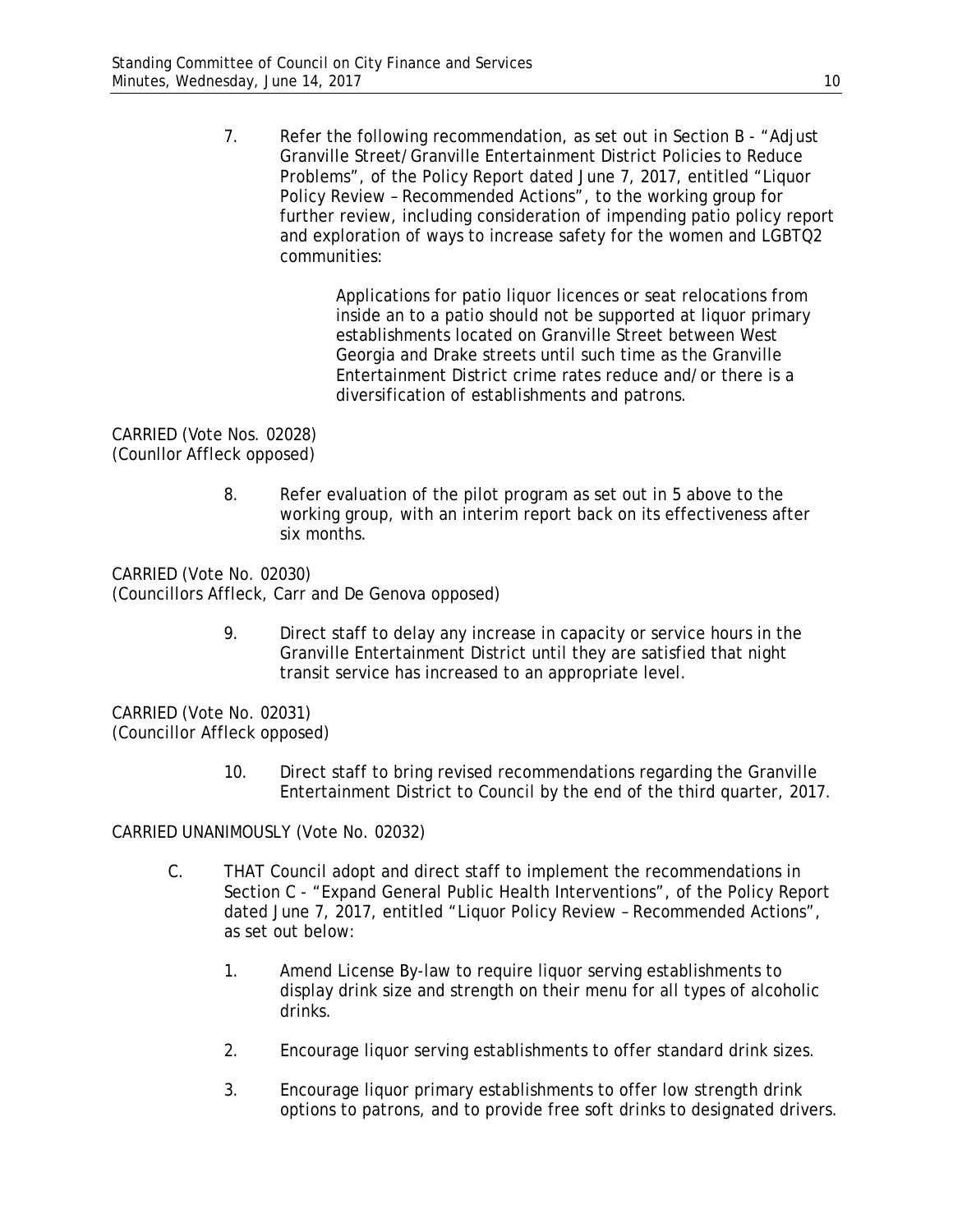7. Refer the following recommendation, as set out in Section B - "Adjust Granville Street/Granville Entertainment District Policies to Reduce Problems", of the Policy Report dated June 7, 2017, entitled "Liquor Policy Review – Recommended Actions", to the working group for further review, including consideration of impending patio policy report and exploration of ways to increase safety for the women and LGBTQ2 communities:

   > Applications for patio liquor licences or seat relocations from inside an to a patio should not be supported at liquor primary establishments located on Granville Street between West Georgia and Drake streets until such time as the Granville Entertainment District crime rates reduce and/or there is a diversification of establishments and patrons.

CARRIED (Vote Nos. 02028)
(Counllor Affleck opposed)

8. Refer evaluation of the pilot program as set out in 5 above to the working group, with an interim report back on its effectiveness after six months.

CARRIED (Vote No. 02030)
(Councillors Affleck, Carr and De Genova opposed)

9. Direct staff to delay any increase in capacity or service hours in the Granville Entertainment District until they are satisfied that night transit service has increased to an appropriate level.

CARRIED (Vote No. 02031)
(Councillor Affleck opposed)

10. Direct staff to bring revised recommendations regarding the Granville Entertainment District to Council by the end of the third quarter, 2017.

CARRIED UNANIMOUSLY (Vote No. 02032)

C. THAT Council adopt and direct staff to implement the recommendations in Section C - "Expand General Public Health Interventions", of the Policy Report dated June 7, 2017, entitled "Liquor Policy Review – Recommended Actions", as set out below:

1. Amend License By-law to require liquor serving establishments to display drink size and strength on their menu for all types of alcoholic drinks.
2. Encourage liquor serving establishments to offer standard drink sizes.
3. Encourage liquor primary establishments to offer low strength drink options to patrons, and to provide free soft drinks to designated drivers.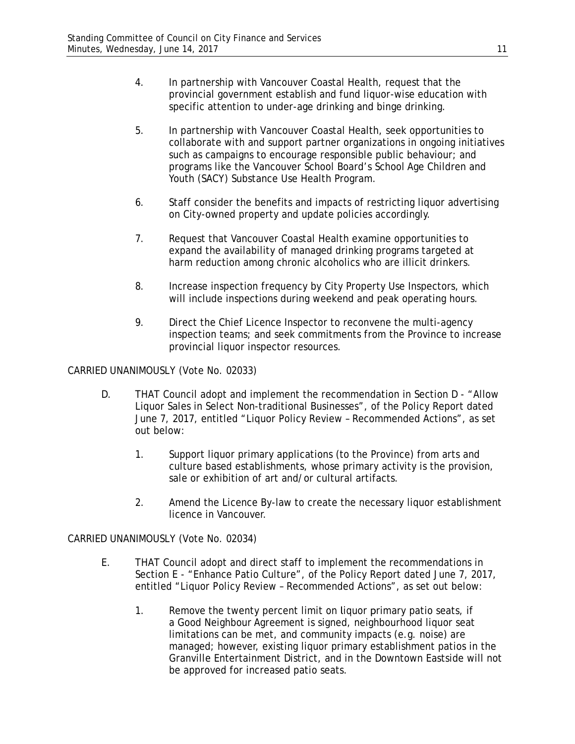4. In partnership with Vancouver Coastal Health, request that the provincial government establish and fund liquor-wise education with specific attention to under-age drinking and binge drinking.

5. In partnership with Vancouver Coastal Health, seek opportunities to collaborate with and support partner organizations in ongoing initiatives such as campaigns to encourage responsible public behaviour; and programs like the Vancouver School Board's School Age Children and Youth (SACY) Substance Use Health Program.

6. Staff consider the benefits and impacts of restricting liquor advertising on City-owned property and update policies accordingly.

7. Request that Vancouver Coastal Health examine opportunities to expand the availability of managed drinking programs targeted at harm reduction among chronic alcoholics who are illicit drinkers.

8. Increase inspection frequency by City Property Use Inspectors, which will include inspections during weekend and peak operating hours.

9. Direct the Chief Licence Inspector to reconvene the multi-agency inspection teams; and seek commitments from the Province to increase provincial liquor inspector resources.

CARRIED UNANIMOUSLY (Vote No. 02033)

D. THAT Council adopt and implement the recommendation in Section D - "Allow Liquor Sales in Select Non-traditional Businesses", of the Policy Report dated June 7, 2017, entitled "Liquor Policy Review – Recommended Actions", as set out below:

   1. Support liquor primary applications (to the Province) from arts and culture based establishments, whose primary activity is the provision, sale or exhibition of art and/or cultural artifacts.

   2. Amend the Licence By-law to create the necessary liquor establishment licence in Vancouver.

CARRIED UNANIMOUSLY (Vote No. 02034)

E. THAT Council adopt and direct staff to implement the recommendations in Section E - "Enhance Patio Culture", of the Policy Report dated June 7, 2017, entitled "Liquor Policy Review – Recommended Actions", as set out below:

   1. Remove the twenty percent limit on liquor primary patio seats, if a Good Neighbour Agreement is signed, neighbourhood liquor seat limitations can be met, and community impacts (e.g. noise) are managed; however, existing liquor primary establishment patios in the Granville Entertainment District, and in the Downtown Eastside will not be approved for increased patio seats.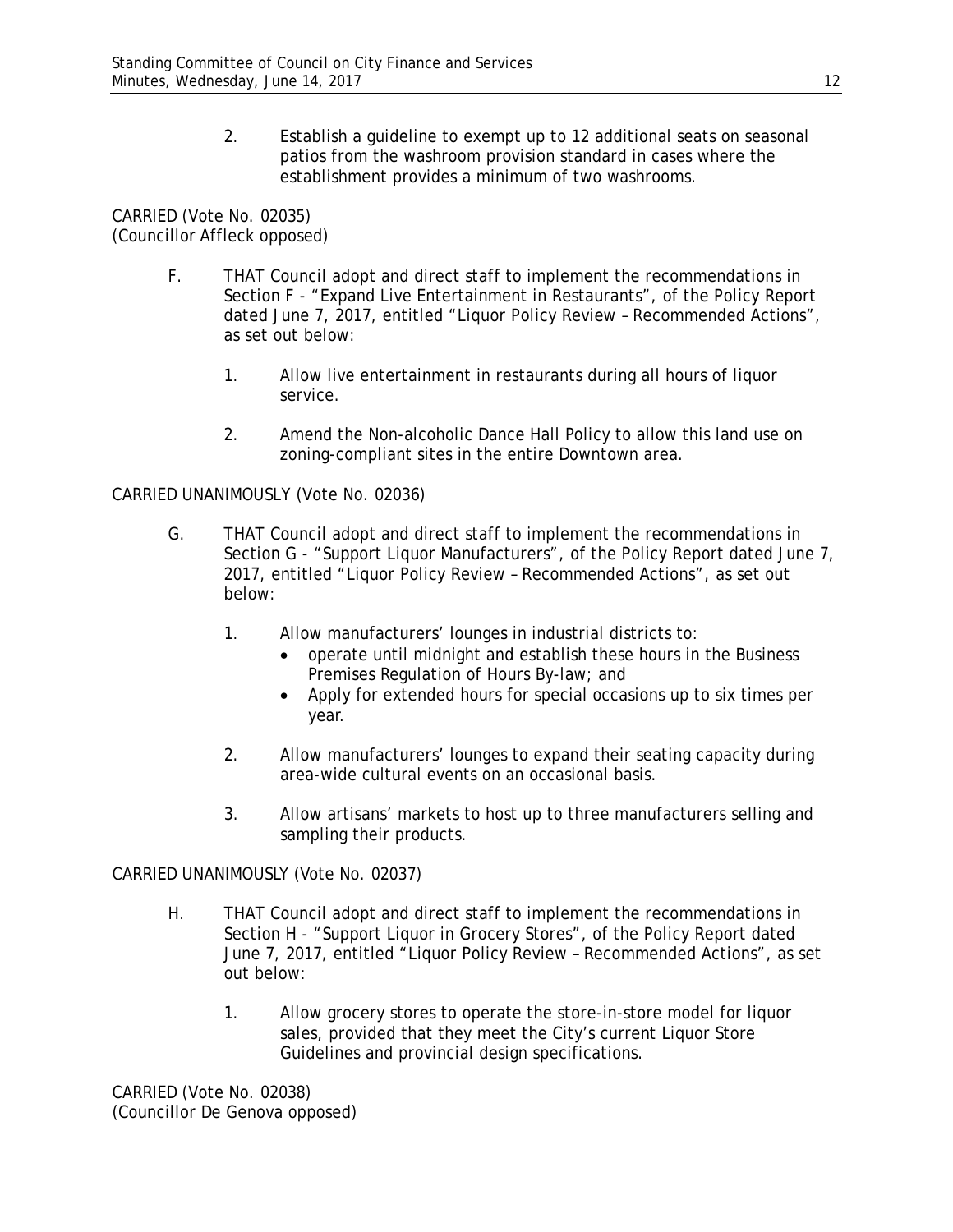2. Establish a guideline to exempt up to 12 additional seats on seasonal patios from the washroom provision standard in cases where the establishment provides a minimum of two washrooms.

CARRIED (Vote No. 02035)
(Councillor Affleck opposed)

F. THAT Council adopt and direct staff to implement the recommendations in Section F - "Expand Live Entertainment in Restaurants", of the Policy Report dated June 7, 2017, entitled "Liquor Policy Review – Recommended Actions", as set out below:

 1. Allow live entertainment in restaurants during all hours of liquor service.

 2. Amend the Non-alcoholic Dance Hall Policy to allow this land use on zoning-compliant sites in the entire Downtown area.

CARRIED UNANIMOUSLY (Vote No. 02036)

G. THAT Council adopt and direct staff to implement the recommendations in Section G - "Support Liquor Manufacturers", of the Policy Report dated June 7, 2017, entitled "Liquor Policy Review – Recommended Actions", as set out below:

 1. Allow manufacturers' lounges in industrial districts to:
    - operate until midnight and establish these hours in the Business Premises Regulation of Hours By-law; and
    - Apply for extended hours for special occasions up to six times per year.

 2. Allow manufacturers' lounges to expand their seating capacity during area-wide cultural events on an occasional basis.

 3. Allow artisans' markets to host up to three manufacturers selling and sampling their products.

CARRIED UNANIMOUSLY (Vote No. 02037)

H. THAT Council adopt and direct staff to implement the recommendations in Section H - "Support Liquor in Grocery Stores", of the Policy Report dated June 7, 2017, entitled "Liquor Policy Review – Recommended Actions", as set out below:

 1. Allow grocery stores to operate the store-in-store model for liquor sales, provided that they meet the City's current Liquor Store Guidelines and provincial design specifications.

CARRIED (Vote No. 02038)
(Councillor De Genova opposed)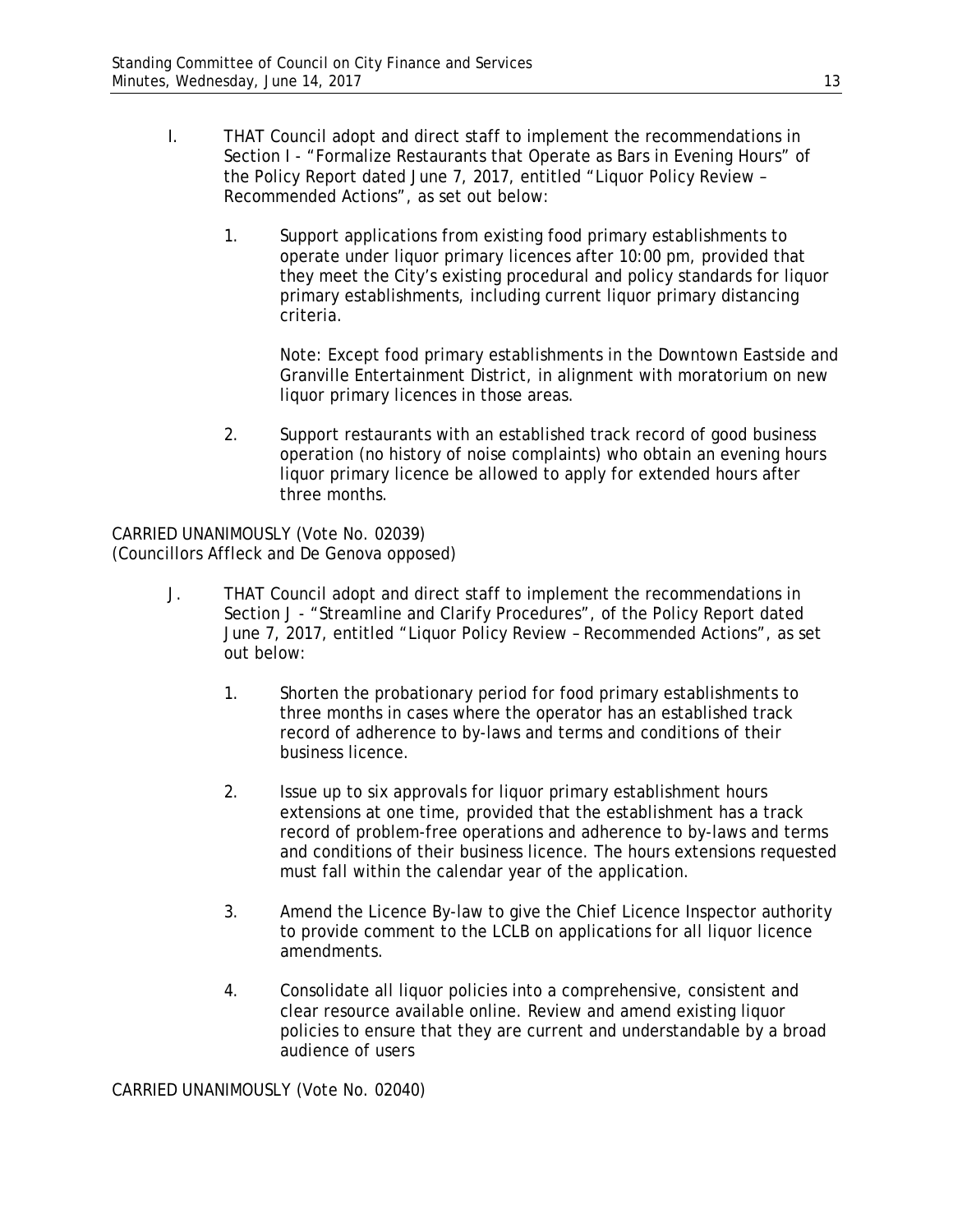I. THAT Council adopt and direct staff to implement the recommendations in Section I - "Formalize Restaurants that Operate as Bars in Evening Hours" of the Policy Report dated June 7, 2017, entitled "Liquor Policy Review – Recommended Actions", as set out below:

   1. Support applications from existing food primary establishments to operate under liquor primary licences after 10:00 pm, provided that they meet the City's existing procedural and policy standards for liquor primary establishments, including current liquor primary distancing criteria.

      Note: Except food primary establishments in the Downtown Eastside and Granville Entertainment District, in alignment with moratorium on new liquor primary licences in those areas.

   2. Support restaurants with an established track record of good business operation (no history of noise complaints) who obtain an evening hours liquor primary licence be allowed to apply for extended hours after three months.

CARRIED UNANIMOUSLY (Vote No. 02039)
(Councillors Affleck and De Genova opposed)

J. THAT Council adopt and direct staff to implement the recommendations in Section J - "Streamline and Clarify Procedures", of the Policy Report dated June 7, 2017, entitled "Liquor Policy Review – Recommended Actions", as set out below:

   1. Shorten the probationary period for food primary establishments to three months in cases where the operator has an established track record of adherence to by-laws and terms and conditions of their business licence.

   2. Issue up to six approvals for liquor primary establishment hours extensions at one time, provided that the establishment has a track record of problem-free operations and adherence to by-laws and terms and conditions of their business licence. The hours extensions requested must fall within the calendar year of the application.

   3. Amend the Licence By-law to give the Chief Licence Inspector authority to provide comment to the LCLB on applications for all liquor licence amendments.

   4. Consolidate all liquor policies into a comprehensive, consistent and clear resource available online. Review and amend existing liquor policies to ensure that they are current and understandable by a broad audience of users

CARRIED UNANIMOUSLY (Vote No. 02040)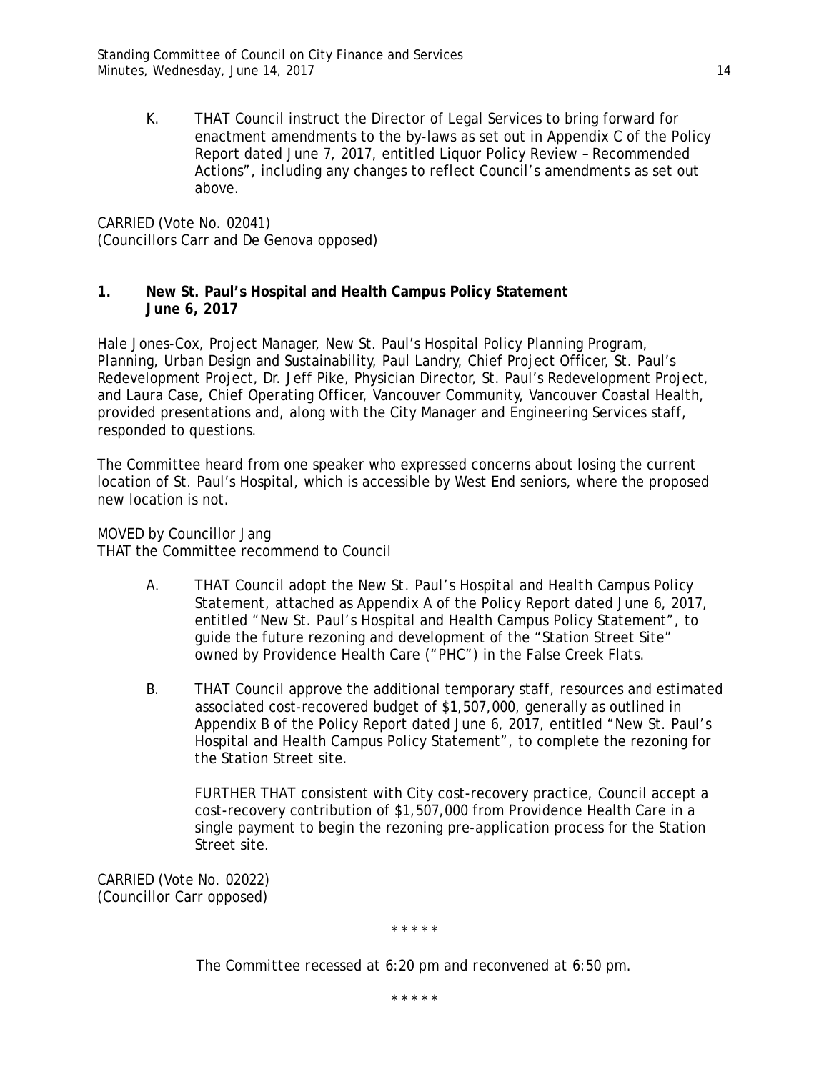K. THAT Council instruct the Director of Legal Services to bring forward for enactment amendments to the by-laws as set out in Appendix C of the Policy Report dated June 7, 2017, entitled Liquor Policy Review – Recommended Actions", including any changes to reflect Council's amendments as set out above.

CARRIED (Vote No. 02041)
(Councillors Carr and De Genova opposed)

**1. New St. Paul's Hospital and Health Campus Policy Statement June 6, 2017**

Hale Jones-Cox, Project Manager, New St. Paul's Hospital Policy Planning Program, Planning, Urban Design and Sustainability, Paul Landry, Chief Project Officer, St. Paul's Redevelopment Project, Dr. Jeff Pike, Physician Director, St. Paul's Redevelopment Project, and Laura Case, Chief Operating Officer, Vancouver Community, Vancouver Coastal Health, provided presentations and, along with the City Manager and Engineering Services staff, responded to questions.

The Committee heard from one speaker who expressed concerns about losing the current location of St. Paul's Hospital, which is accessible by West End seniors, where the proposed new location is not.

MOVED by Councillor Jang
THAT the Committee recommend to Council

A. THAT Council adopt the New St. Paul's Hospital and Health Campus Policy Statement, attached as Appendix A of the Policy Report dated June 6, 2017, entitled "New St. Paul's Hospital and Health Campus Policy Statement", to guide the future rezoning and development of the "Station Street Site" owned by Providence Health Care ("PHC") in the False Creek Flats.

B. THAT Council approve the additional temporary staff, resources and estimated associated cost-recovered budget of $1,507,000, generally as outlined in Appendix B of the Policy Report dated June 6, 2017, entitled "New St. Paul's Hospital and Health Campus Policy Statement", to complete the rezoning for the Station Street site.

FURTHER THAT consistent with City cost-recovery practice, Council accept a cost-recovery contribution of $1,507,000 from Providence Health Care in a single payment to begin the rezoning pre-application process for the Station Street site.

CARRIED (Vote No. 02022)
(Councillor Carr opposed)

\* \* \* \* \*

*The Committee recessed at 6:20 pm and reconvened at 6:50 pm.*

\* \* \* \* \*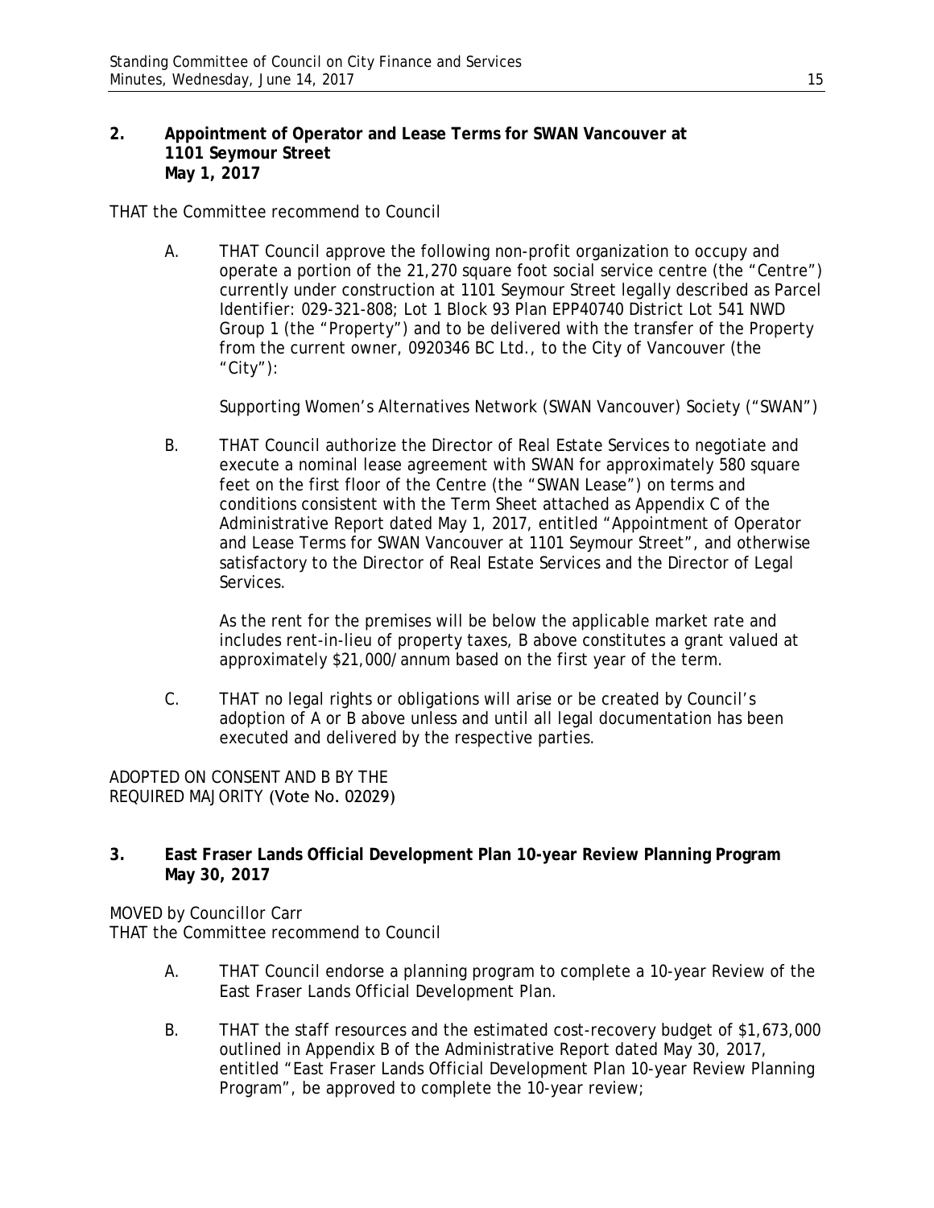**2. Appointment of Operator and Lease Terms for SWAN Vancouver at 1101 Seymour Street**
**May 1, 2017**

THAT the Committee recommend to Council

A. THAT Council approve the following non-profit organization to occupy and operate a portion of the 21,270 square foot social service centre (the "Centre") currently under construction at 1101 Seymour Street legally described as Parcel Identifier: 029-321-808; Lot 1 Block 93 Plan EPP40740 District Lot 541 NWD Group 1 (the "Property") and to be delivered with the transfer of the Property from the current owner, 0920346 BC Ltd., to the City of Vancouver (the "City"):

   Supporting Women's Alternatives Network (SWAN Vancouver) Society ("SWAN")

B. THAT Council authorize the Director of Real Estate Services to negotiate and execute a nominal lease agreement with SWAN for approximately 580 square feet on the first floor of the Centre (the "SWAN Lease") on terms and conditions consistent with the Term Sheet attached as Appendix C of the Administrative Report dated May 1, 2017, entitled "Appointment of Operator and Lease Terms for SWAN Vancouver at 1101 Seymour Street", and otherwise satisfactory to the Director of Real Estate Services and the Director of Legal Services.

   As the rent for the premises will be below the applicable market rate and includes rent-in-lieu of property taxes, B above constitutes a grant valued at approximately $21,000/annum based on the first year of the term.

C. THAT no legal rights or obligations will arise or be created by Council's adoption of A or B above unless and until all legal documentation has been executed and delivered by the respective parties.

ADOPTED ON CONSENT AND B BY THE REQUIRED MAJORITY (Vote No. 02029)

**3. East Fraser Lands Official Development Plan 10-year Review Planning Program**
**May 30, 2017**

MOVED by Councillor Carr
THAT the Committee recommend to Council

A. THAT Council endorse a planning program to complete a 10-year Review of the East Fraser Lands Official Development Plan.

B. THAT the staff resources and the estimated cost-recovery budget of $1,673,000 outlined in Appendix B of the Administrative Report dated May 30, 2017, entitled "East Fraser Lands Official Development Plan 10-year Review Planning Program", be approved to complete the 10-year review;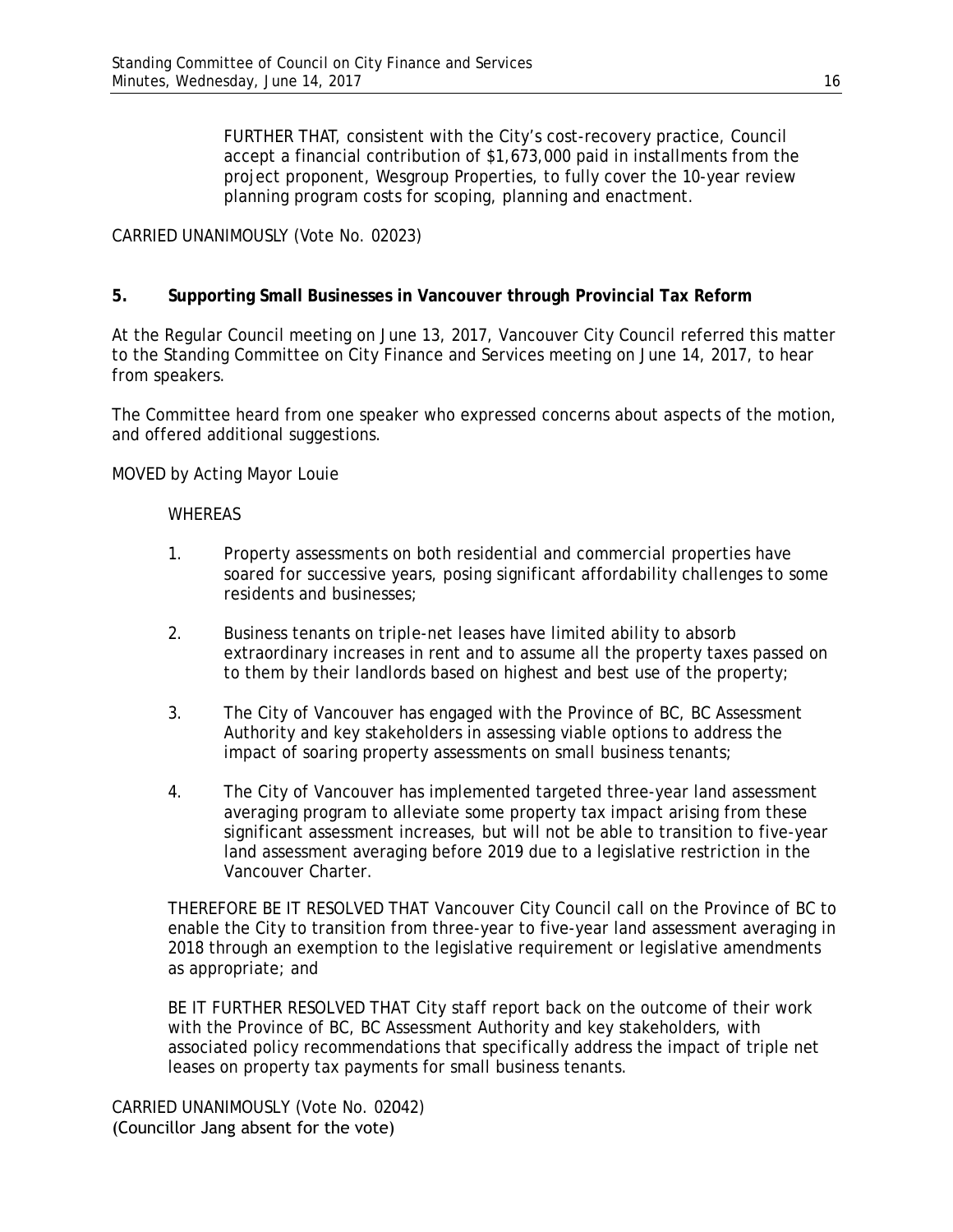FURTHER THAT, consistent with the City's cost-recovery practice, Council accept a financial contribution of $1,673,000 paid in installments from the project proponent, Wesgroup Properties, to fully cover the 10-year review planning program costs for scoping, planning and enactment.

CARRIED UNANIMOUSLY (Vote No. 02023)

## 5. Supporting Small Businesses in Vancouver through Provincial Tax Reform

At the Regular Council meeting on June 13, 2017, Vancouver City Council referred this matter to the Standing Committee on City Finance and Services meeting on June 14, 2017, to hear from speakers.

The Committee heard from one speaker who expressed concerns about aspects of the motion, and offered additional suggestions.

MOVED by Acting Mayor Louie

WHEREAS

1. Property assessments on both residential and commercial properties have soared for successive years, posing significant affordability challenges to some residents and businesses;
2. Business tenants on triple-net leases have limited ability to absorb extraordinary increases in rent and to assume all the property taxes passed on to them by their landlords based on highest and best use of the property;
3. The City of Vancouver has engaged with the Province of BC, BC Assessment Authority and key stakeholders in assessing viable options to address the impact of soaring property assessments on small business tenants;
4. The City of Vancouver has implemented targeted three-year land assessment averaging program to alleviate some property tax impact arising from these significant assessment increases, but will not be able to transition to five-year land assessment averaging before 2019 due to a legislative restriction in the Vancouver Charter.

THEREFORE BE IT RESOLVED THAT Vancouver City Council call on the Province of BC to enable the City to transition from three-year to five-year land assessment averaging in 2018 through an exemption to the legislative requirement or legislative amendments as appropriate; and

BE IT FURTHER RESOLVED THAT City staff report back on the outcome of their work with the Province of BC, BC Assessment Authority and key stakeholders, with associated policy recommendations that specifically address the impact of triple net leases on property tax payments for small business tenants.

CARRIED UNANIMOUSLY (Vote No. 02042)
(Councillor Jang absent for the vote)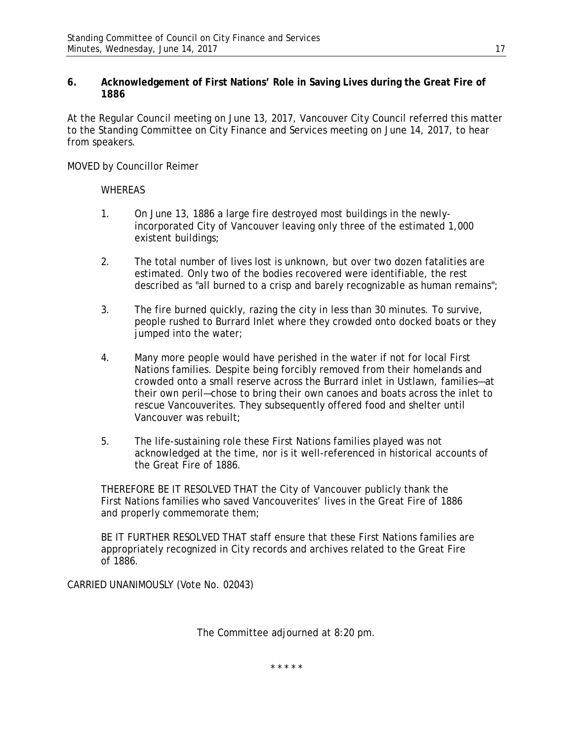**6. Acknowledgement of First Nations' Role in Saving Lives during the Great Fire of 1886**

At the Regular Council meeting on June 13, 2017, Vancouver City Council referred this matter to the Standing Committee on City Finance and Services meeting on June 14, 2017, to hear from speakers.

MOVED by Councillor Reimer

WHEREAS

1. On June 13, 1886 a large fire destroyed most buildings in the newly-incorporated City of Vancouver leaving only three of the estimated 1,000 existent buildings;

2. The total number of lives lost is unknown, but over two dozen fatalities are estimated. Only two of the bodies recovered were identifiable, the rest described as "all burned to a crisp and barely recognizable as human remains";

3. The fire burned quickly, razing the city in less than 30 minutes. To survive, people rushed to Burrard Inlet where they crowded onto docked boats or they jumped into the water;

4. Many more people would have perished in the water if not for local First Nations families. Despite being forcibly removed from their homelands and crowded onto a small reserve across the Burrard inlet in Ustlawn, families—at their own peril—chose to bring their own canoes and boats across the inlet to rescue Vancouverites. They subsequently offered food and shelter until Vancouver was rebuilt;

5. The life-sustaining role these First Nations families played was not acknowledged at the time, nor is it well-referenced in historical accounts of the Great Fire of 1886.

THEREFORE BE IT RESOLVED THAT the City of Vancouver publicly thank the First Nations families who saved Vancouverites' lives in the Great Fire of 1886 and properly commemorate them;

BE IT FURTHER RESOLVED THAT staff ensure that these First Nations families are appropriately recognized in City records and archives related to the Great Fire of 1886.

CARRIED UNANIMOUSLY (Vote No. 02043)

The Committee adjourned at 8:20 pm.

\* \* \* \* \*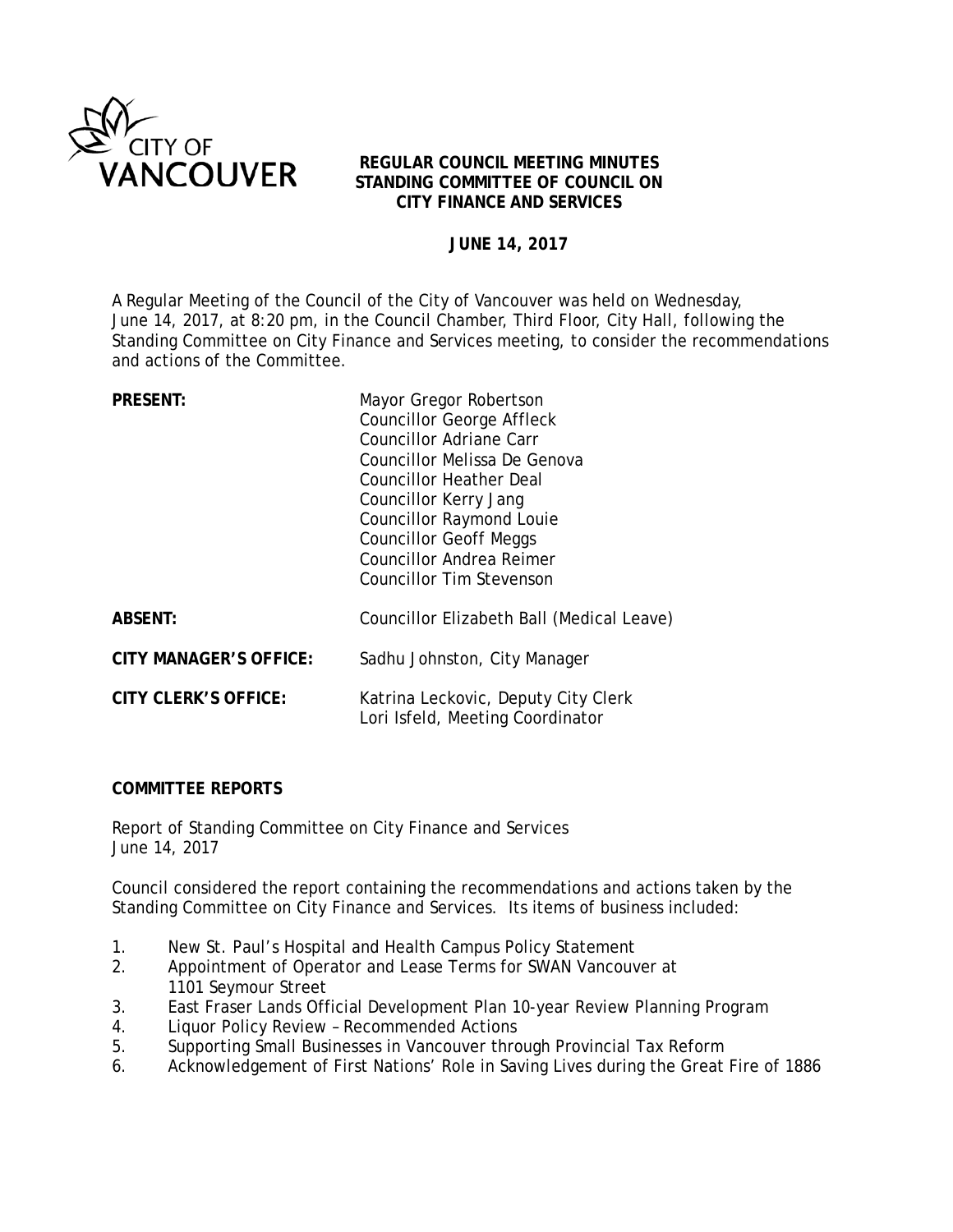CITY OF VANCOUVER

**REGULAR COUNCIL MEETING MINUTES**
**STANDING COMMITTEE OF COUNCIL ON**
**CITY FINANCE AND SERVICES**

**JUNE 14, 2017**

A Regular Meeting of the Council of the City of Vancouver was held on Wednesday, June 14, 2017, at 8:20 pm, in the Council Chamber, Third Floor, City Hall, following the Standing Committee on City Finance and Services meeting, to consider the recommendations and actions of the Committee.

| | |
|---|---|
| **PRESENT:** | Mayor Gregor Robertson<br>Councillor George Affleck<br>Councillor Adriane Carr<br>Councillor Melissa De Genova<br>Councillor Heather Deal<br>Councillor Kerry Jang<br>Councillor Raymond Louie<br>Councillor Geoff Meggs<br>Councillor Andrea Reimer<br>Councillor Tim Stevenson |
| **ABSENT:** | Councillor Elizabeth Ball (Medical Leave) |
| **CITY MANAGER'S OFFICE:** | Sadhu Johnston, City Manager |
| **CITY CLERK'S OFFICE:** | Katrina Leckovic, Deputy City Clerk<br>Lori Isfeld, Meeting Coordinator |

**COMMITTEE REPORTS**

Report of Standing Committee on City Finance and Services
June 14, 2017

Council considered the report containing the recommendations and actions taken by the Standing Committee on City Finance and Services. Its items of business included:

1. New St. Paul's Hospital and Health Campus Policy Statement
2. Appointment of Operator and Lease Terms for SWAN Vancouver at 1101 Seymour Street
3. East Fraser Lands Official Development Plan 10-year Review Planning Program
4. Liquor Policy Review – Recommended Actions
5. Supporting Small Businesses in Vancouver through Provincial Tax Reform
6. Acknowledgement of First Nations' Role in Saving Lives during the Great Fire of 1886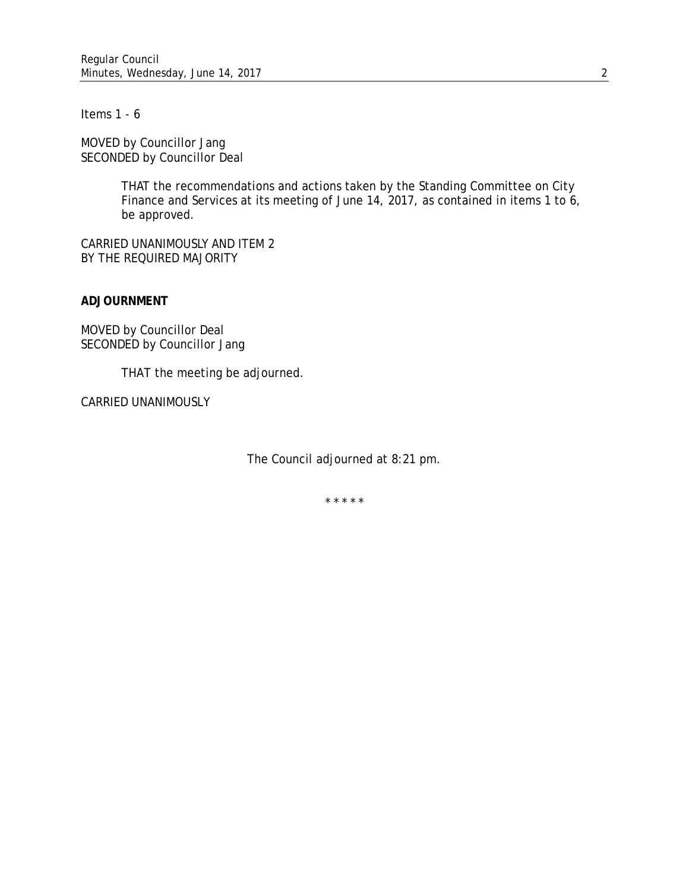Items 1 - 6

MOVED by Councillor Jang
SECONDED by Councillor Deal

> THAT the recommendations and actions taken by the Standing Committee on City Finance and Services at its meeting of June 14, 2017, as contained in items 1 to 6, be approved.

CARRIED UNANIMOUSLY AND ITEM 2
BY THE REQUIRED MAJORITY

**ADJOURNMENT**

MOVED by Councillor Deal
SECONDED by Councillor Jang

> THAT the meeting be adjourned.

CARRIED UNANIMOUSLY

The Council adjourned at 8:21 pm.

\* \* \* \* \*